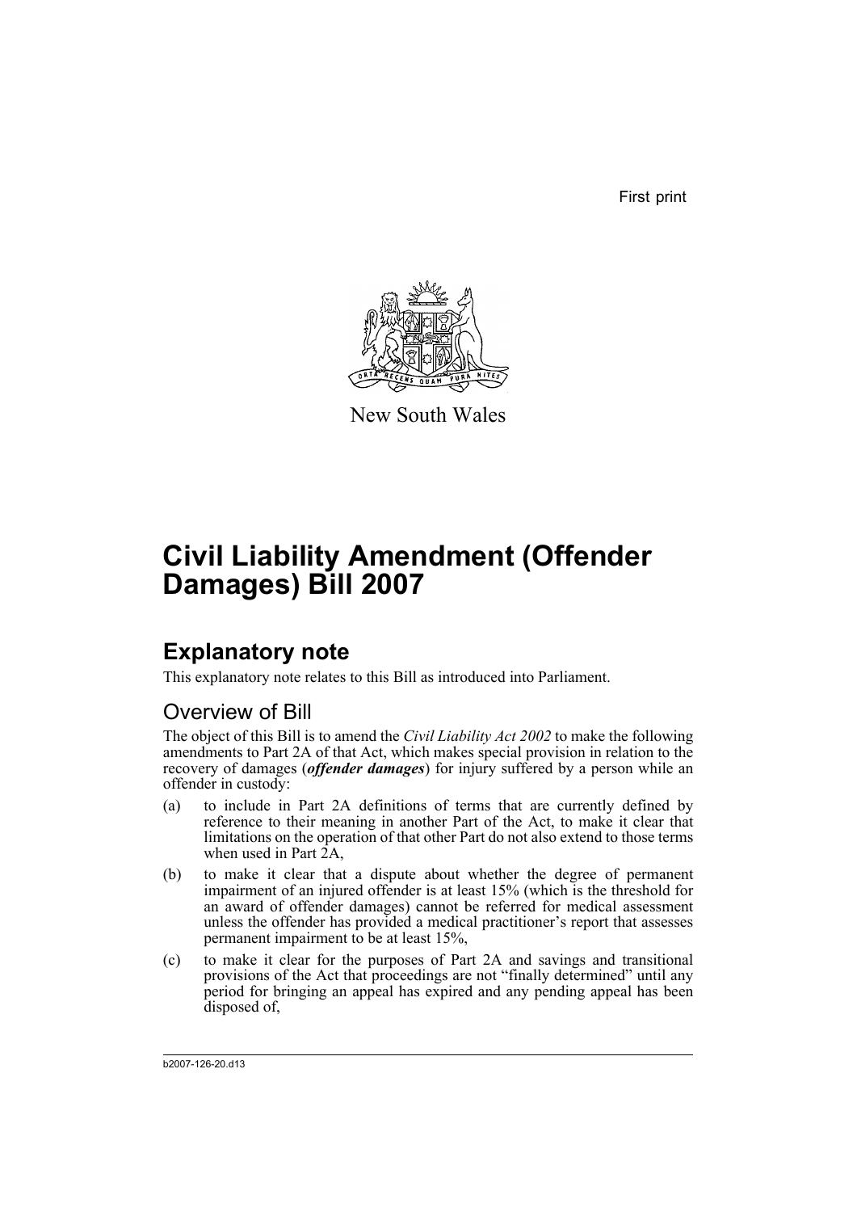First print

New South Wales

# Civil Liability Amendment (Offender Damages) Bill 2007

## Explanatory note

This explanatory note relates to this Bill as introduced into Parliament.

### Overview of Bill

The object of this Bill is to amend the *Civil Liability Act 2002* to make the following amendments to Part 2A of that Act, which makes special provision in relation to the recovery of damages (***offender damages***) for injury suffered by a person while an offender in custody:

(a) to include in Part 2A definitions of terms that are currently defined by reference to their meaning in another Part of the Act, to make it clear that limitations on the operation of that other Part do not also extend to those terms when used in Part 2A,

(b) to make it clear that a dispute about whether the degree of permanent impairment of an injured offender is at least 15% (which is the threshold for an award of offender damages) cannot be referred for medical assessment unless the offender has provided a medical practitioner's report that assesses permanent impairment to be at least 15%,

(c) to make it clear for the purposes of Part 2A and savings and transitional provisions of the Act that proceedings are not "finally determined" until any period for bringing an appeal has expired and any pending appeal has been disposed of,

b2007-126-20.d13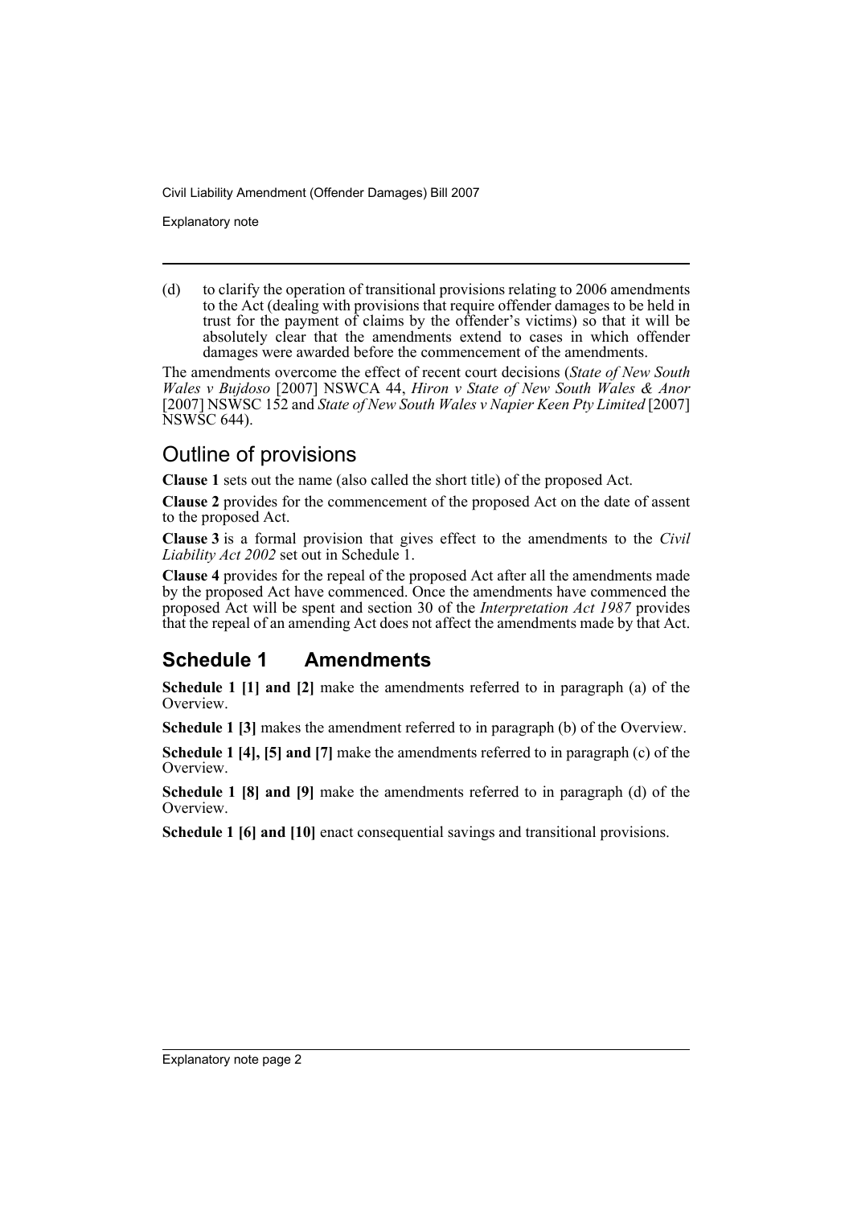(d) to clarify the operation of transitional provisions relating to 2006 amendments to the Act (dealing with provisions that require offender damages to be held in trust for the payment of claims by the offender's victims) so that it will be absolutely clear that the amendments extend to cases in which offender damages were awarded before the commencement of the amendments.

The amendments overcome the effect of recent court decisions (*State of New South Wales v Bujdoso* [2007] NSWCA 44, *Hiron v State of New South Wales & Anor* [2007] NSWSC 152 and *State of New South Wales v Napier Keen Pty Limited* [2007] NSWSC 644).

## Outline of provisions

**Clause 1** sets out the name (also called the short title) of the proposed Act.

**Clause 2** provides for the commencement of the proposed Act on the date of assent to the proposed Act.

**Clause 3** is a formal provision that gives effect to the amendments to the *Civil Liability Act 2002* set out in Schedule 1.

**Clause 4** provides for the repeal of the proposed Act after all the amendments made by the proposed Act have commenced. Once the amendments have commenced the proposed Act will be spent and section 30 of the *Interpretation Act 1987* provides that the repeal of an amending Act does not affect the amendments made by that Act.

## Schedule 1 Amendments

**Schedule 1 [1] and [2]** make the amendments referred to in paragraph (a) of the Overview.

**Schedule 1 [3]** makes the amendment referred to in paragraph (b) of the Overview.

**Schedule 1 [4], [5] and [7]** make the amendments referred to in paragraph (c) of the Overview.

**Schedule 1 [8] and [9]** make the amendments referred to in paragraph (d) of the Overview.

**Schedule 1 [6] and [10]** enact consequential savings and transitional provisions.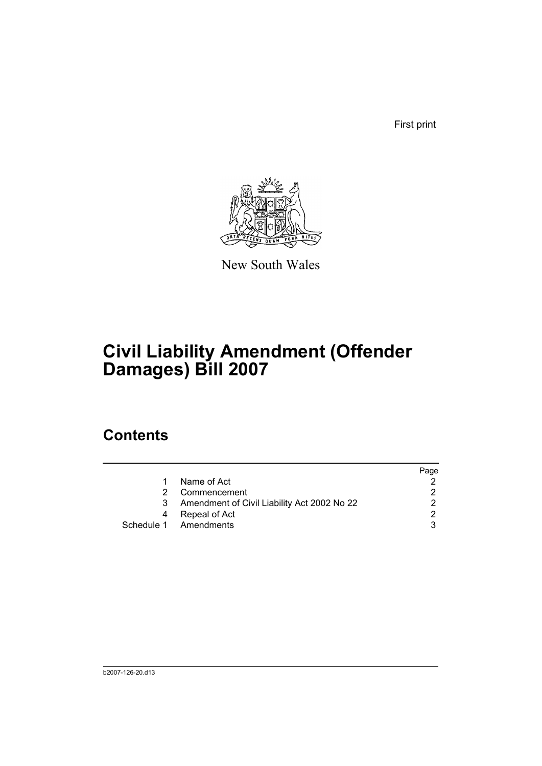First print

New South Wales

# Civil Liability Amendment (Offender Damages) Bill 2007

## Contents

| | | Page |
|---|---|---|
| 1 | Name of Act | 2 |
| 2 | Commencement | 2 |
| 3 | Amendment of Civil Liability Act 2002 No 22 | 2 |
| 4 | Repeal of Act | 2 |
| Schedule 1 | Amendments | 3 |

b2007-126-20.d13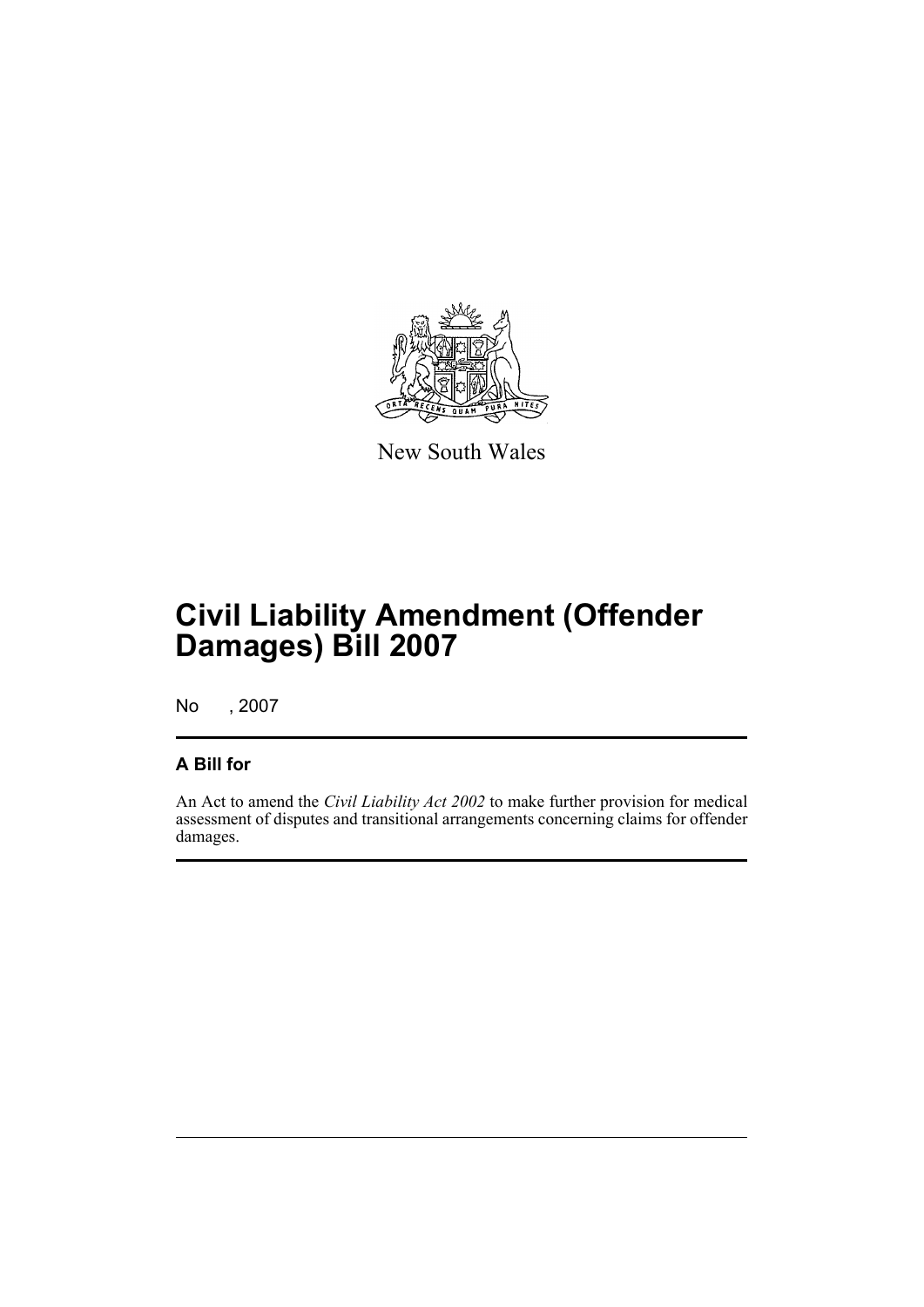New South Wales

# Civil Liability Amendment (Offender Damages) Bill 2007

No , 2007

## A Bill for

An Act to amend the *Civil Liability Act 2002* to make further provision for medical assessment of disputes and transitional arrangements concerning claims for offender damages.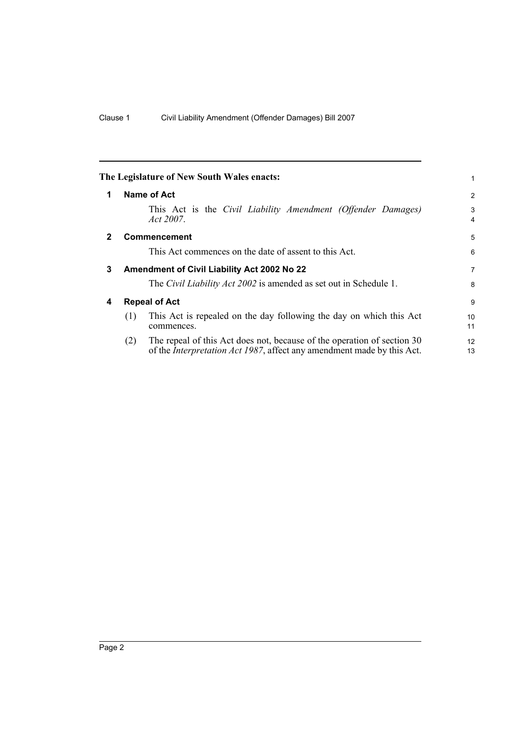The Legislature of New South Wales enacts:

## 1 Name of Act

This Act is the *Civil Liability Amendment (Offender Damages) Act 2007*.

## 2 Commencement

This Act commences on the date of assent to this Act.

## 3 Amendment of Civil Liability Act 2002 No 22

The *Civil Liability Act 2002* is amended as set out in Schedule 1.

## 4 Repeal of Act

(1) This Act is repealed on the day following the day on which this Act commences.

(2) The repeal of this Act does not, because of the operation of section 30 of the *Interpretation Act 1987*, affect any amendment made by this Act.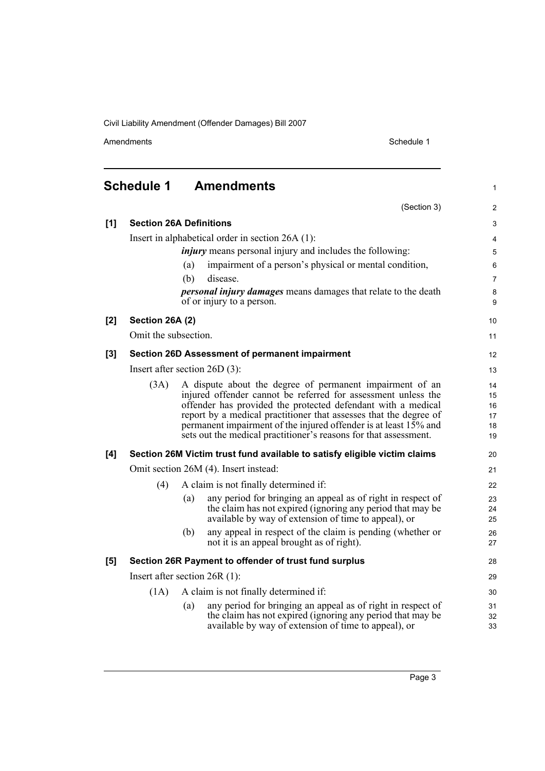## Schedule 1 Amendments

(Section 3)

**[1] Section 26A Definitions**

Insert in alphabetical order in section 26A (1):

> ***injury*** means personal injury and includes the following:
>
> (a) impairment of a person's physical or mental condition,
>
> (b) disease.
>
> ***personal injury damages*** means damages that relate to the death of or injury to a person.

**[2] Section 26A (2)**

Omit the subsection.

**[3] Section 26D Assessment of permanent impairment**

Insert after section 26D (3):

> (3A) A dispute about the degree of permanent impairment of an injured offender cannot be referred for assessment unless the offender has provided the protected defendant with a medical report by a medical practitioner that assesses that the degree of permanent impairment of the injured offender is at least 15% and sets out the medical practitioner's reasons for that assessment.

**[4] Section 26M Victim trust fund available to satisfy eligible victim claims**

Omit section 26M (4). Insert instead:

> (4) A claim is not finally determined if:
>
> (a) any period for bringing an appeal as of right in respect of the claim has not expired (ignoring any period that may be available by way of extension of time to appeal), or
>
> (b) any appeal in respect of the claim is pending (whether or not it is an appeal brought as of right).

**[5] Section 26R Payment to offender of trust fund surplus**

Insert after section 26R (1):

> (1A) A claim is not finally determined if:
>
> (a) any period for bringing an appeal as of right in respect of the claim has not expired (ignoring any period that may be available by way of extension of time to appeal), or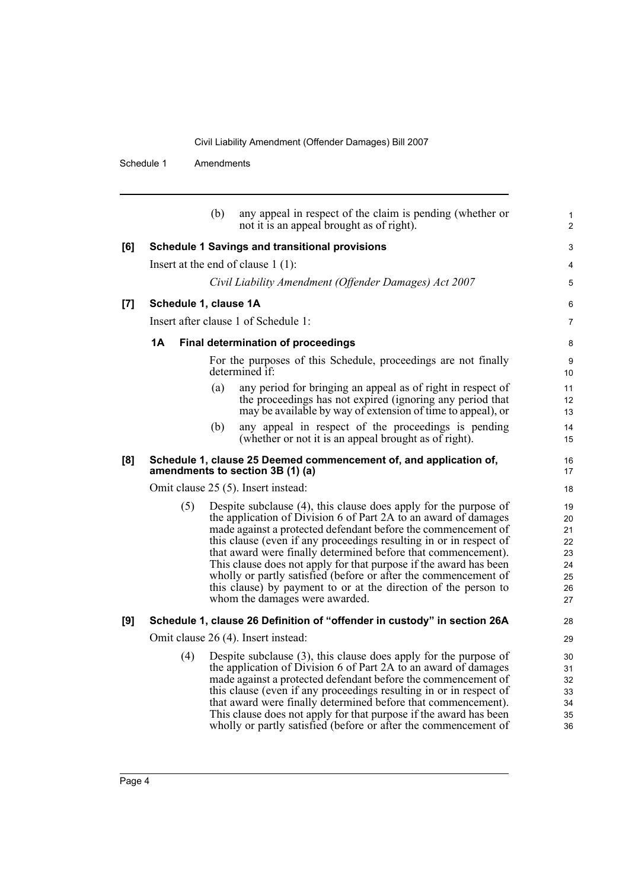(b) any appeal in respect of the claim is pending (whether or not it is an appeal brought as of right).

**[6] Schedule 1 Savings and transitional provisions**

Insert at the end of clause 1 (1):

*Civil Liability Amendment (Offender Damages) Act 2007*

**[7] Schedule 1, clause 1A**

Insert after clause 1 of Schedule 1:

**1A Final determination of proceedings**

For the purposes of this Schedule, proceedings are not finally determined if:

(a) any period for bringing an appeal as of right in respect of the proceedings has not expired (ignoring any period that may be available by way of extension of time to appeal), or

(b) any appeal in respect of the proceedings is pending (whether or not it is an appeal brought as of right).

**[8] Schedule 1, clause 25 Deemed commencement of, and application of, amendments to section 3B (1) (a)**

Omit clause 25 (5). Insert instead:

(5) Despite subclause (4), this clause does apply for the purpose of the application of Division 6 of Part 2A to an award of damages made against a protected defendant before the commencement of this clause (even if any proceedings resulting in or in respect of that award were finally determined before that commencement). This clause does not apply for that purpose if the award has been wholly or partly satisfied (before or after the commencement of this clause) by payment to or at the direction of the person to whom the damages were awarded.

**[9] Schedule 1, clause 26 Definition of "offender in custody" in section 26A**

Omit clause 26 (4). Insert instead:

(4) Despite subclause (3), this clause does apply for the purpose of the application of Division 6 of Part 2A to an award of damages made against a protected defendant before the commencement of this clause (even if any proceedings resulting in or in respect of that award were finally determined before that commencement). This clause does not apply for that purpose if the award has been wholly or partly satisfied (before or after the commencement of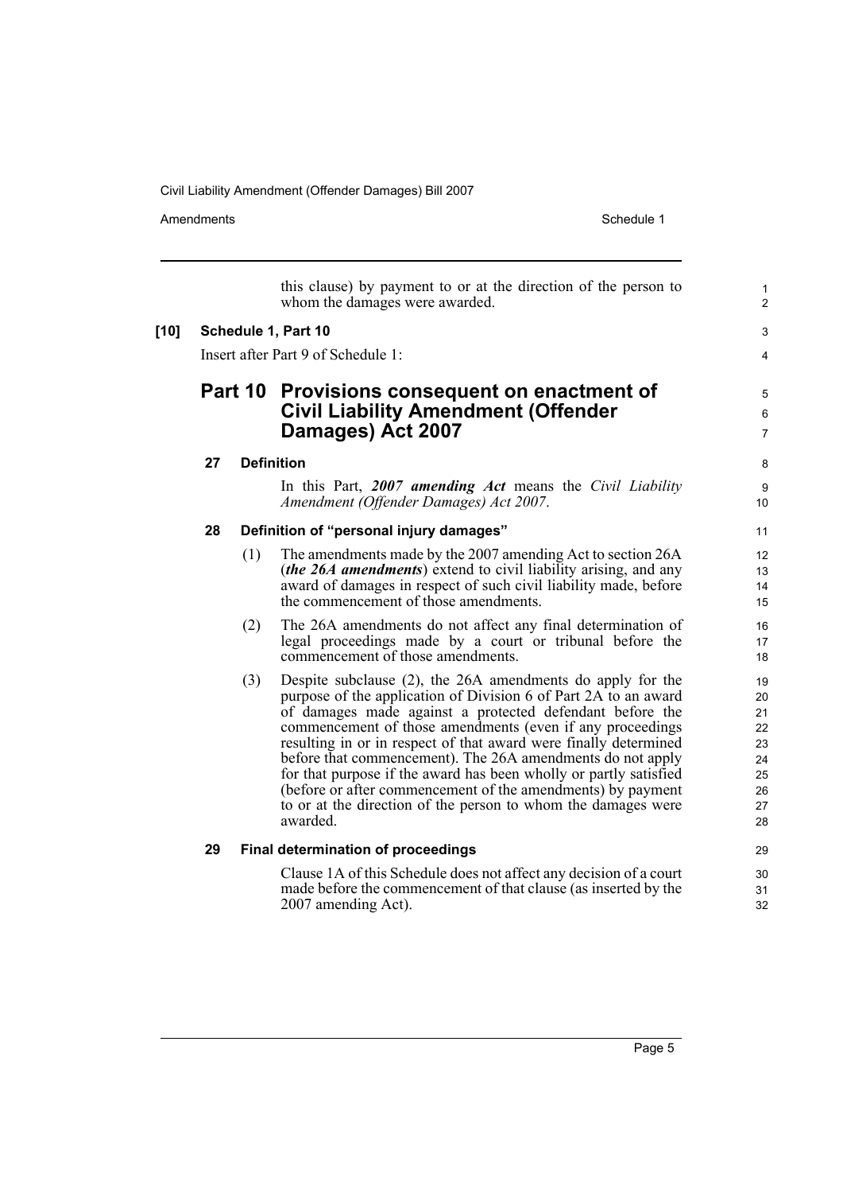this clause) by payment to or at the direction of the person to whom the damages were awarded.

**[10] Schedule 1, Part 10**

Insert after Part 9 of Schedule 1:

## Part 10 Provisions consequent on enactment of Civil Liability Amendment (Offender Damages) Act 2007

### 27 Definition

In this Part, ***2007 amending Act*** means the *Civil Liability Amendment (Offender Damages) Act 2007*.

### 28 Definition of "personal injury damages"

(1) The amendments made by the 2007 amending Act to section 26A (***the 26A amendments***) extend to civil liability arising, and any award of damages in respect of such civil liability made, before the commencement of those amendments.

(2) The 26A amendments do not affect any final determination of legal proceedings made by a court or tribunal before the commencement of those amendments.

(3) Despite subclause (2), the 26A amendments do apply for the purpose of the application of Division 6 of Part 2A to an award of damages made against a protected defendant before the commencement of those amendments (even if any proceedings resulting in or in respect of that award were finally determined before that commencement). The 26A amendments do not apply for that purpose if the award has been wholly or partly satisfied (before or after commencement of the amendments) by payment to or at the direction of the person to whom the damages were awarded.

### 29 Final determination of proceedings

Clause 1A of this Schedule does not affect any decision of a court made before the commencement of that clause (as inserted by the 2007 amending Act).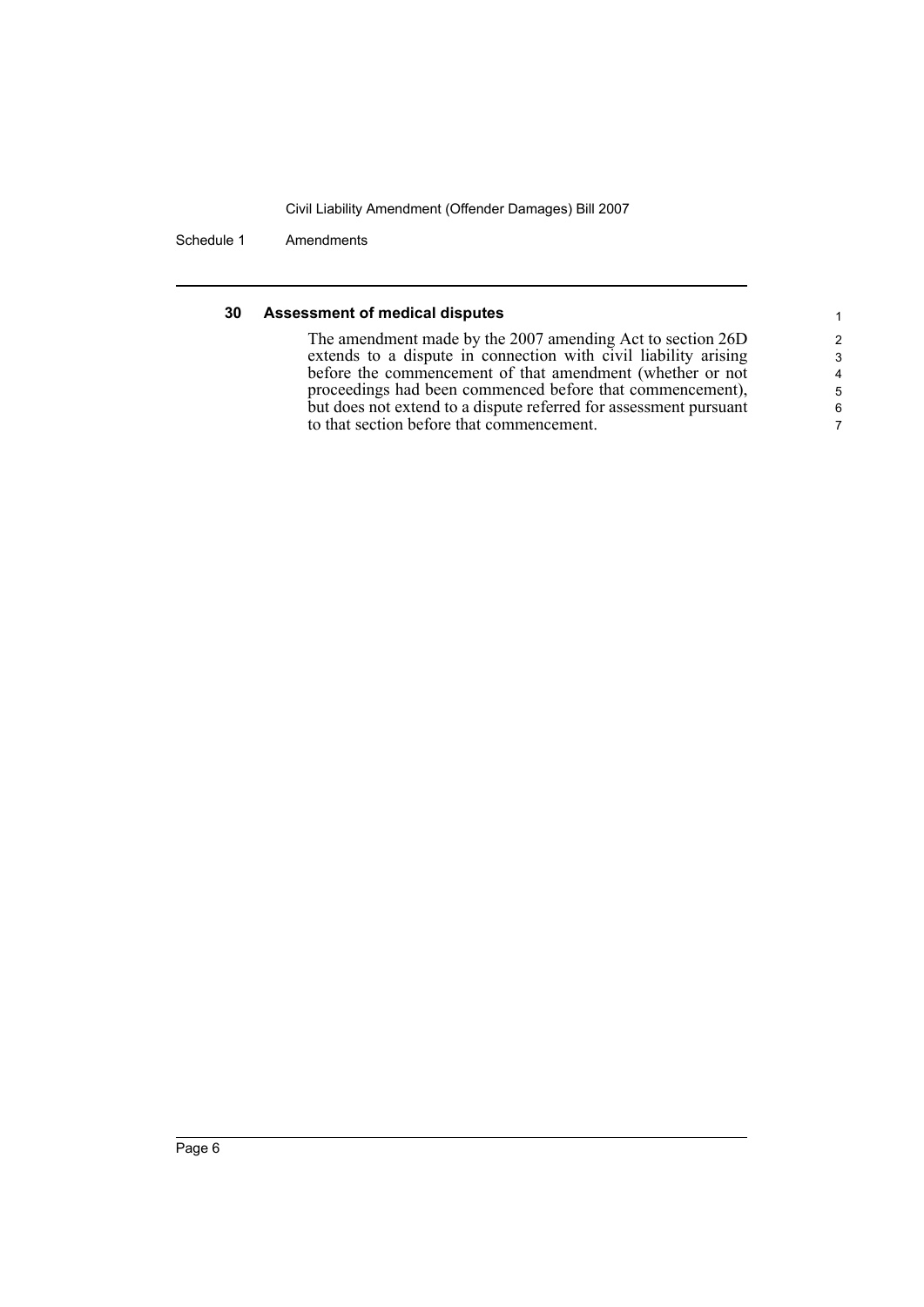### 30 Assessment of medical disputes

The amendment made by the 2007 amending Act to section 26D extends to a dispute in connection with civil liability arising before the commencement of that amendment (whether or not proceedings had been commenced before that commencement), but does not extend to a dispute referred for assessment pursuant to that section before that commencement.